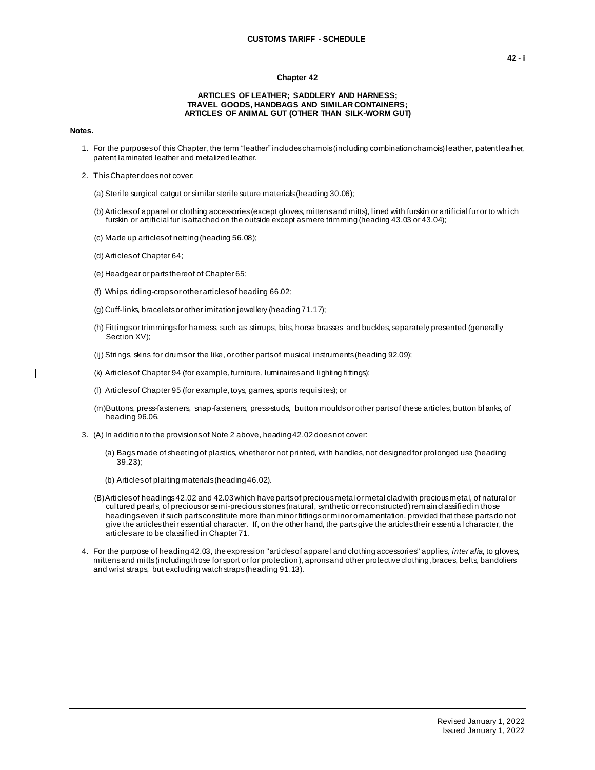## Chapter 42

### ARTICLES OF LEATHER; SADDLERY AND HARNESS; TRAVEL GOODS, HANDBAGS AND SIMILAR CONTAINERS; ARTICLES OF ANIMAL GUT (OTHER THAN SILK-WORM GUT)

**Notes.**

1. For the purposes of this Chapter, the term "leather" includes chamois (including combination chamois) leather, patent leather, patent laminated leather and metalized leather.

2. This Chapter does not cover:

   (a) Sterile surgical catgut or similar sterile suture materials (heading 30.06);

   (b) Articles of apparel or clothing accessories (except gloves, mittens and mitts), lined with furskin or artificial fur or to which furskin or artificial fur is attached on the outside except as mere trimming (heading 43.03 or 43.04);

   (c) Made up articles of netting (heading 56.08);

   (d) Articles of Chapter 64;

   (e) Headgear or parts thereof of Chapter 65;

   (f) Whips, riding-crops or other articles of heading 66.02;

   (g) Cuff-links, bracelets or other imitation jewellery (heading 71.17);

   (h) Fittings or trimmings for harness, such as stirrups, bits, horse brasses and buckles, separately presented (generally Section XV);

   (ij) Strings, skins for drums or the like, or other parts of musical instruments (heading 92.09);

   (k) Articles of Chapter 94 (for example, furniture, luminaires and lighting fittings);

   (l) Articles of Chapter 95 (for example, toys, games, sports requisites); or

   (m) Buttons, press-fasteners, snap-fasteners, press-studs, button moulds or other parts of these articles, button blanks, of heading 96.06.

3. (A) In addition to the provisions of Note 2 above, heading 42.02 does not cover:

   (a) Bags made of sheeting of plastics, whether or not printed, with handles, not designed for prolonged use (heading 39.23);

   (b) Articles of plaiting materials (heading 46.02).

   (B) Articles of headings 42.02 and 42.03 which have parts of precious metal or metal clad with precious metal, of natural or cultured pearls, of precious or semi-precious stones (natural, synthetic or reconstructed) remain classified in those headings even if such parts constitute more than minor fittings or minor ornamentation, provided that these parts do not give the articles their essential character. If, on the other hand, the parts give the articles their essential character, the articles are to be classified in Chapter 71.

4. For the purpose of heading 42.03, the expression "articles of apparel and clothing accessories" applies, *inter alia*, to gloves, mittens and mitts (including those for sport or for protection), aprons and other protective clothing, braces, belts, bandoliers and wrist straps, but excluding watch straps (heading 91.13).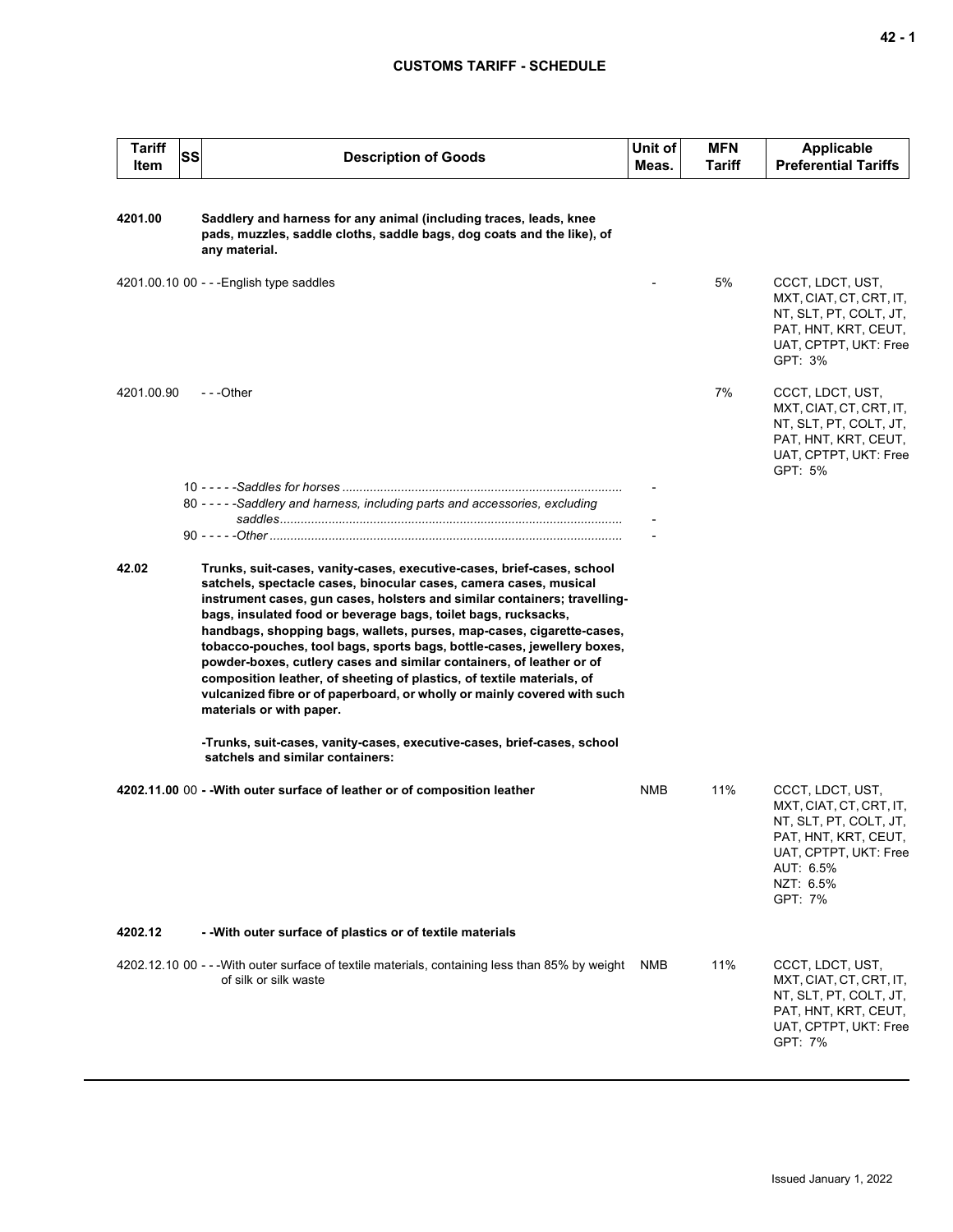# CUSTOMS TARIFF - SCHEDULE

| Tariff Item | SS | Description of Goods | Unit of Meas. | MFN Tariff | Applicable Preferential Tariffs |
|---|---|---|---|---|---|
| **4201.00** | | **Saddlery and harness for any animal (including traces, leads, knee pads, muzzles, saddle cloths, saddle bags, dog coats and the like), of any material.** | | | |
| 4201.00.10 | 00 | - - -English type saddles | - | 5% | CCCT, LDCT, UST, MXT, CIAT, CT, CRT, IT, NT, SLT, PT, COLT, JT, PAT, HNT, KRT, CEUT, UAT, CPTPT, UKT: Free GPT: 3% |
| 4201.00.90 | | - - -Other | | 7% | CCCT, LDCT, UST, MXT, CIAT, CT, CRT, IT, NT, SLT, PT, COLT, JT, PAT, HNT, KRT, CEUT, UAT, CPTPT, UKT: Free GPT: 5% |
| | 10 | - - - - -*Saddles for horses* | - | | |
| | 80 | - - - - -*Saddlery and harness, including parts and accessories, excluding saddles* | - | | |
| | 90 | - - - - -*Other* | - | | |
| **42.02** | | **Trunks, suit-cases, vanity-cases, executive-cases, brief-cases, school satchels, spectacle cases, binocular cases, camera cases, musical instrument cases, gun cases, holsters and similar containers; travelling-bags, insulated food or beverage bags, toilet bags, rucksacks, handbags, shopping bags, wallets, purses, map-cases, cigarette-cases, tobacco-pouches, tool bags, sports bags, bottle-cases, jewellery boxes, powder-boxes, cutlery cases and similar containers, of leather or of composition leather, of sheeting of plastics, of textile materials, of vulcanized fibre or of paperboard, or wholly or mainly covered with such materials or with paper.** | | | |
| | | **-Trunks, suit-cases, vanity-cases, executive-cases, brief-cases, school satchels and similar containers:** | | | |
| **4202.11.00** | 00 | **- -With outer surface of leather or of composition leather** | NMB | 11% | CCCT, LDCT, UST, MXT, CIAT, CT, CRT, IT, NT, SLT, PT, COLT, JT, PAT, HNT, KRT, CEUT, UAT, CPTPT, UKT: Free AUT: 6.5% NZT: 6.5% GPT: 7% |
| **4202.12** | | **- -With outer surface of plastics or of textile materials** | | | |
| 4202.12.10 | 00 | - - -With outer surface of textile materials, containing less than 85% by weight of silk or silk waste | NMB | 11% | CCCT, LDCT, UST, MXT, CIAT, CT, CRT, IT, NT, SLT, PT, COLT, JT, PAT, HNT, KRT, CEUT, UAT, CPTPT, UKT: Free GPT: 7% |

Issued January 1, 2022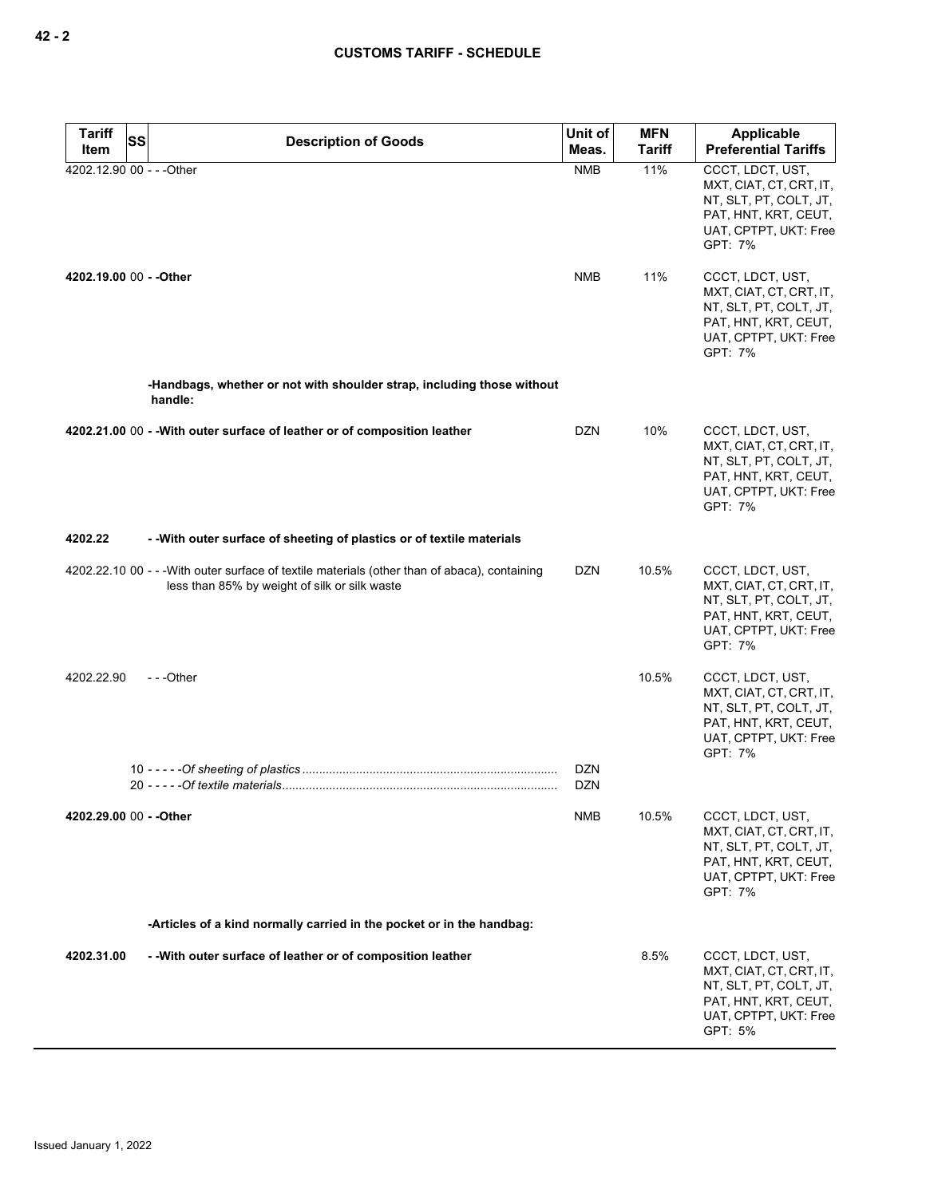| Tariff Item | SS | Description of Goods | Unit of Meas. | MFN Tariff | Applicable Preferential Tariffs |
|---|---|---|---|---|---|
| 4202.12.90 | 00 | - - -Other | NMB | 11% | CCCT, LDCT, UST, MXT, CIAT, CT, CRT, IT, NT, SLT, PT, COLT, JT, PAT, HNT, KRT, CEUT, UAT, CPTPT, UKT: Free<br>GPT: 7% |
| **4202.19.00** | 00 | **- -Other** | NMB | 11% | CCCT, LDCT, UST, MXT, CIAT, CT, CRT, IT, NT, SLT, PT, COLT, JT, PAT, HNT, KRT, CEUT, UAT, CPTPT, UKT: Free<br>GPT: 7% |
| | | **-Handbags, whether or not with shoulder strap, including those without handle:** | | | |
| **4202.21.00** | 00 | **- -With outer surface of leather or of composition leather** | DZN | 10% | CCCT, LDCT, UST, MXT, CIAT, CT, CRT, IT, NT, SLT, PT, COLT, JT, PAT, HNT, KRT, CEUT, UAT, CPTPT, UKT: Free<br>GPT: 7% |
| **4202.22** | | **- -With outer surface of sheeting of plastics or of textile materials** | | | |
| 4202.22.10 | 00 | - - -With outer surface of textile materials (other than of abaca), containing less than 85% by weight of silk or silk waste | DZN | 10.5% | CCCT, LDCT, UST, MXT, CIAT, CT, CRT, IT, NT, SLT, PT, COLT, JT, PAT, HNT, KRT, CEUT, UAT, CPTPT, UKT: Free<br>GPT: 7% |
| 4202.22.90 | | - - -Other | | 10.5% | CCCT, LDCT, UST, MXT, CIAT, CT, CRT, IT, NT, SLT, PT, COLT, JT, PAT, HNT, KRT, CEUT, UAT, CPTPT, UKT: Free<br>GPT: 7% |
| | 10 | - - - - -*Of sheeting of plastics* | DZN | | |
| | 20 | - - - - -*Of textile materials* | DZN | | |
| **4202.29.00** | 00 | **- -Other** | NMB | 10.5% | CCCT, LDCT, UST, MXT, CIAT, CT, CRT, IT, NT, SLT, PT, COLT, JT, PAT, HNT, KRT, CEUT, UAT, CPTPT, UKT: Free<br>GPT: 7% |
| | | **-Articles of a kind normally carried in the pocket or in the handbag:** | | | |
| **4202.31.00** | | **- -With outer surface of leather or of composition leather** | | 8.5% | CCCT, LDCT, UST, MXT, CIAT, CT, CRT, IT, NT, SLT, PT, COLT, JT, PAT, HNT, KRT, CEUT, UAT, CPTPT, UKT: Free<br>GPT: 5% |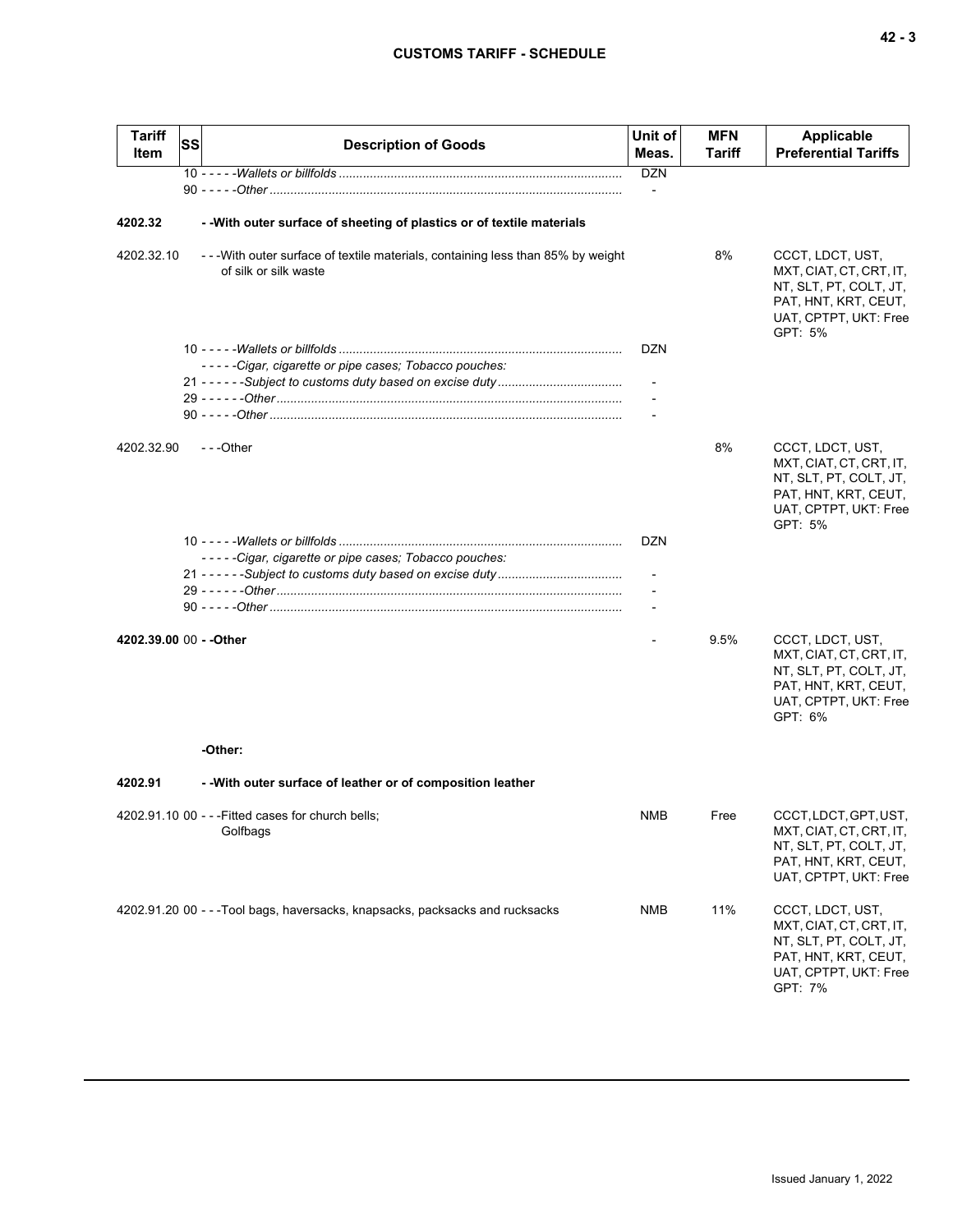| Tariff Item | SS | Description of Goods | Unit of Meas. | MFN Tariff | Applicable Preferential Tariffs |
|---|---|---|---|---|---|
| | | 10 - - - - -*Wallets or billfolds* | DZN | | |
| | | 90 - - - - -*Other* | - | | |
| **4202.32** | | **- -With outer surface of sheeting of plastics or of textile materials** | | | |
| 4202.32.10 | | - - -With outer surface of textile materials, containing less than 85% by weight of silk or silk waste | | 8% | CCCT, LDCT, UST, MXT, CIAT, CT, CRT, IT, NT, SLT, PT, COLT, JT, PAT, HNT, KRT, CEUT, UAT, CPTPT, UKT: Free<br>GPT: 5% |
| | | 10 - - - - -*Wallets or billfolds* | DZN | | |
| | | - - - - -*Cigar, cigarette or pipe cases; Tobacco pouches:* | | | |
| | | 21 - - - - - -*Subject to customs duty based on excise duty* | - | | |
| | | 29 - - - - - -*Other* | - | | |
| | | 90 - - - - -*Other* | - | | |
| 4202.32.90 | | - - -Other | | 8% | CCCT, LDCT, UST, MXT, CIAT, CT, CRT, IT, NT, SLT, PT, COLT, JT, PAT, HNT, KRT, CEUT, UAT, CPTPT, UKT: Free<br>GPT: 5% |
| | | 10 - - - - -*Wallets or billfolds* | DZN | | |
| | | - - - - -*Cigar, cigarette or pipe cases; Tobacco pouches:* | | | |
| | | 21 - - - - - -*Subject to customs duty based on excise duty* | - | | |
| | | 29 - - - - - -*Other* | - | | |
| | | 90 - - - - -*Other* | - | | |
| **4202.39.00** | 00 | **- -Other** | - | 9.5% | CCCT, LDCT, UST, MXT, CIAT, CT, CRT, IT, NT, SLT, PT, COLT, JT, PAT, HNT, KRT, CEUT, UAT, CPTPT, UKT: Free<br>GPT: 6% |
| | | **-Other:** | | | |
| **4202.91** | | **- -With outer surface of leather or of composition leather** | | | |
| 4202.91.10 | 00 | - - -Fitted cases for church bells;<br>Golfbags | NMB | Free | CCCT, LDCT, GPT, UST, MXT, CIAT, CT, CRT, IT, NT, SLT, PT, COLT, JT, PAT, HNT, KRT, CEUT, UAT, CPTPT, UKT: Free |
| 4202.91.20 | 00 | - - -Tool bags, haversacks, knapsacks, packsacks and rucksacks | NMB | 11% | CCCT, LDCT, UST, MXT, CIAT, CT, CRT, IT, NT, SLT, PT, COLT, JT, PAT, HNT, KRT, CEUT, UAT, CPTPT, UKT: Free<br>GPT: 7% |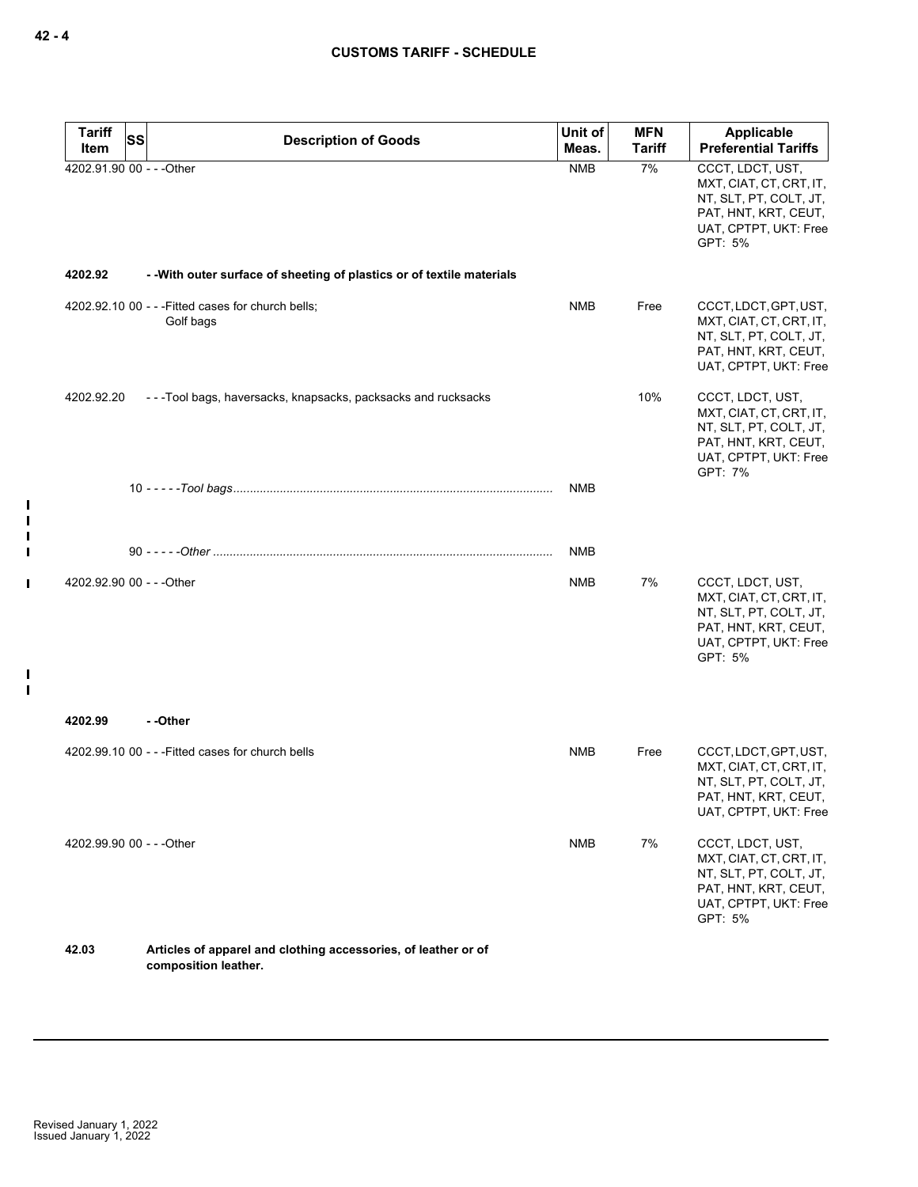| Tariff Item | SS | Description of Goods | Unit of Meas. | MFN Tariff | Applicable Preferential Tariffs |
|---|---|---|---|---|---|
| 4202.91.90 | 00 | - - -Other | NMB | 7% | CCCT, LDCT, UST, MXT, CIAT, CT, CRT, IT, NT, SLT, PT, COLT, JT, PAT, HNT, KRT, CEUT, UAT, CPTPT, UKT: Free GPT: 5% |
| **4202.92** | | **- -With outer surface of sheeting of plastics or of textile materials** | | | |
| 4202.92.10 | 00 | - - -Fitted cases for church bells; Golf bags | NMB | Free | CCCT, LDCT, GPT, UST, MXT, CIAT, CT, CRT, IT, NT, SLT, PT, COLT, JT, PAT, HNT, KRT, CEUT, UAT, CPTPT, UKT: Free |
| 4202.92.20 | | - - -Tool bags, haversacks, knapsacks, packsacks and rucksacks | | 10% | CCCT, LDCT, UST, MXT, CIAT, CT, CRT, IT, NT, SLT, PT, COLT, JT, PAT, HNT, KRT, CEUT, UAT, CPTPT, UKT: Free GPT: 7% |
| | 10 | - - - - -*Tool bags* | NMB | | |
| | 90 | - - - - -*Other* | NMB | | |
| 4202.92.90 | 00 | - - -Other | NMB | 7% | CCCT, LDCT, UST, MXT, CIAT, CT, CRT, IT, NT, SLT, PT, COLT, JT, PAT, HNT, KRT, CEUT, UAT, CPTPT, UKT: Free GPT: 5% |
| **4202.99** | | **- -Other** | | | |
| 4202.99.10 | 00 | - - -Fitted cases for church bells | NMB | Free | CCCT, LDCT, GPT, UST, MXT, CIAT, CT, CRT, IT, NT, SLT, PT, COLT, JT, PAT, HNT, KRT, CEUT, UAT, CPTPT, UKT: Free |
| 4202.99.90 | 00 | - - -Other | NMB | 7% | CCCT, LDCT, UST, MXT, CIAT, CT, CRT, IT, NT, SLT, PT, COLT, JT, PAT, HNT, KRT, CEUT, UAT, CPTPT, UKT: Free GPT: 5% |
| **42.03** | | **Articles of apparel and clothing accessories, of leather or of composition leather.** | | | |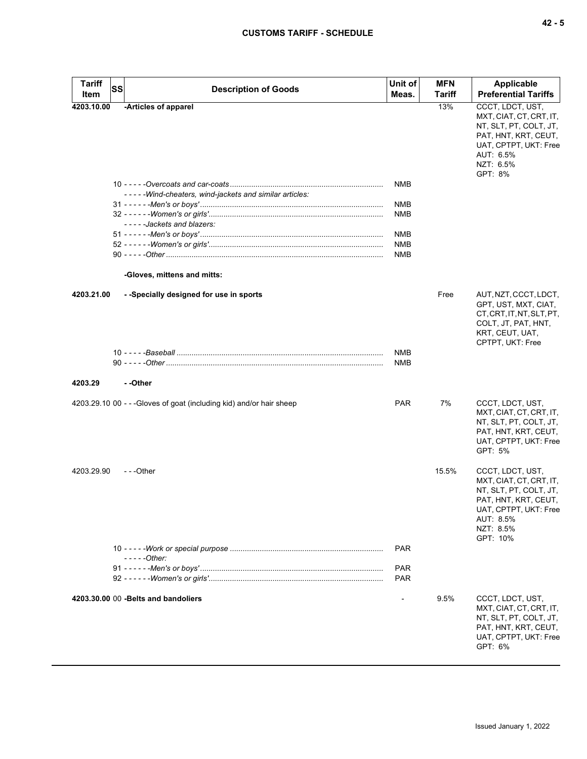| Tariff Item | SS | Description of Goods | Unit of Meas. | MFN Tariff | Applicable Preferential Tariffs |
|---|---|---|---|---|---|
| **4203.10.00** | | **-Articles of apparel** | | 13% | CCCT, LDCT, UST, MXT, CIAT, CT, CRT, IT, NT, SLT, PT, COLT, JT, PAT, HNT, KRT, CEUT, UAT, CPTPT, UKT: Free<br>AUT: 6.5%<br>NZT: 6.5%<br>GPT: 8% |
| | 10 | - - - - -*Overcoats and car-coats* | NMB | | |
| | | - - - - -*Wind-cheaters, wind-jackets and similar articles:* | | | |
| | 31 | - - - - - -*Men's or boys'* | NMB | | |
| | 32 | - - - - - -*Women's or girls'* | NMB | | |
| | | - - - - -*Jackets and blazers:* | | | |
| | 51 | - - - - - -*Men's or boys'* | NMB | | |
| | 52 | - - - - - -*Women's or girls'* | NMB | | |
| | 90 | - - - - -*Other* | NMB | | |
| | | **-Gloves, mittens and mitts:** | | | |
| **4203.21.00** | | **- -Specially designed for use in sports** | | Free | AUT, NZT, CCCT, LDCT, GPT, UST, MXT, CIAT, CT, CRT, IT, NT, SLT, PT, COLT, JT, PAT, HNT, KRT, CEUT, UAT, CPTPT, UKT: Free |
| | 10 | - - - - -*Baseball* | NMB | | |
| | 90 | - - - - -*Other* | NMB | | |
| **4203.29** | | **- -Other** | | | |
| 4203.29.10 | 00 | - - -Gloves of goat (including kid) and/or hair sheep | PAR | 7% | CCCT, LDCT, UST, MXT, CIAT, CT, CRT, IT, NT, SLT, PT, COLT, JT, PAT, HNT, KRT, CEUT, UAT, CPTPT, UKT: Free<br>GPT: 5% |
| 4203.29.90 | | - - -Other | | 15.5% | CCCT, LDCT, UST, MXT, CIAT, CT, CRT, IT, NT, SLT, PT, COLT, JT, PAT, HNT, KRT, CEUT, UAT, CPTPT, UKT: Free<br>AUT: 8.5%<br>NZT: 8.5%<br>GPT: 10% |
| | 10 | - - - - -*Work or special purpose* | PAR | | |
| | | - - - - -*Other:* | | | |
| | 91 | - - - - - -*Men's or boys'* | PAR | | |
| | 92 | - - - - - -*Women's or girls'* | PAR | | |
| **4203.30.00** | 00 | **-Belts and bandoliers** | - | 9.5% | CCCT, LDCT, UST, MXT, CIAT, CT, CRT, IT, NT, SLT, PT, COLT, JT, PAT, HNT, KRT, CEUT, UAT, CPTPT, UKT: Free<br>GPT: 6% |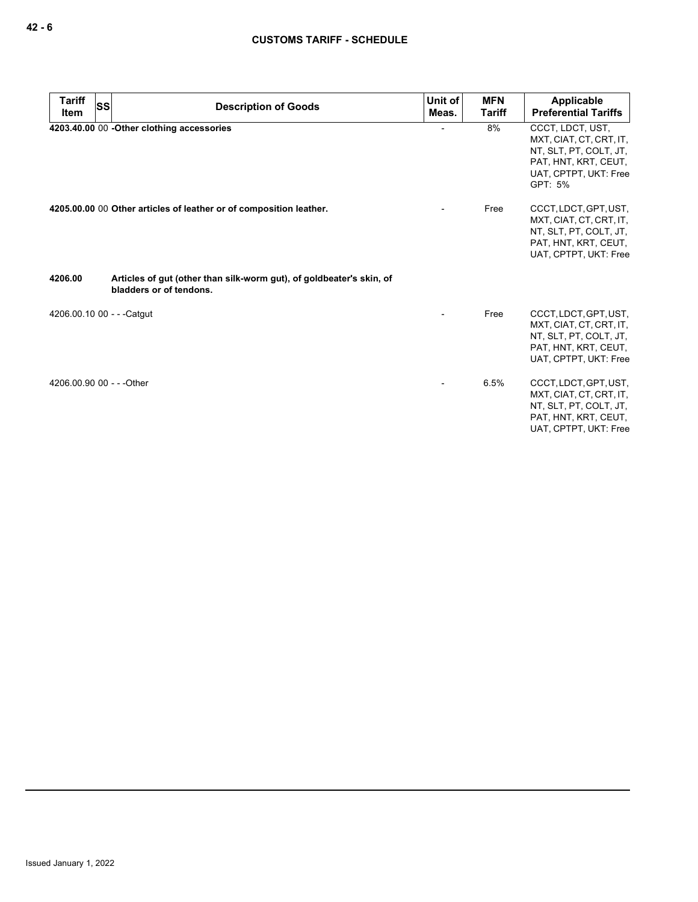| Tariff Item | SS | Description of Goods | Unit of Meas. | MFN Tariff | Applicable Preferential Tariffs |
|---|---|---|---|---|---|
| **4203.40.00** | 00 | **-Other clothing accessories** | - | 8% | CCCT, LDCT, UST, MXT, CIAT, CT, CRT, IT, NT, SLT, PT, COLT, JT, PAT, HNT, KRT, CEUT, UAT, CPTPT, UKT: Free<br>GPT: 5% |
| **4205.00.00** | 00 | **Other articles of leather or of composition leather.** | - | Free | CCCT, LDCT, GPT, UST, MXT, CIAT, CT, CRT, IT, NT, SLT, PT, COLT, JT, PAT, HNT, KRT, CEUT, UAT, CPTPT, UKT: Free |
| **4206.00** | | **Articles of gut (other than silk-worm gut), of goldbeater's skin, of bladders or of tendons.** | | | |
| 4206.00.10 | 00 | - - -Catgut | - | Free | CCCT, LDCT, GPT, UST, MXT, CIAT, CT, CRT, IT, NT, SLT, PT, COLT, JT, PAT, HNT, KRT, CEUT, UAT, CPTPT, UKT: Free |
| 4206.00.90 | 00 | - - -Other | - | 6.5% | CCCT, LDCT, GPT, UST, MXT, CIAT, CT, CRT, IT, NT, SLT, PT, COLT, JT, PAT, HNT, KRT, CEUT, UAT, CPTPT, UKT: Free |